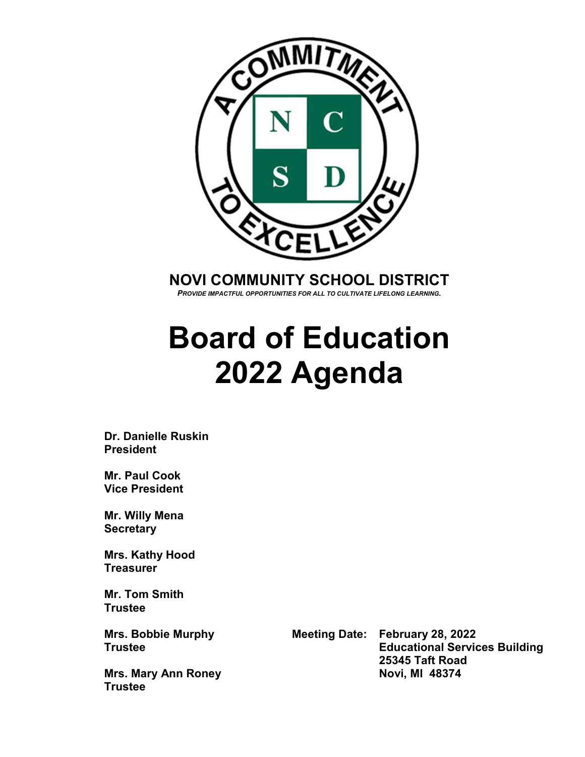**NOVI COMMUNITY SCHOOL DISTRICT**

***PROVIDE IMPACTFUL OPPORTUNITIES FOR ALL TO CULTIVATE LIFELONG LEARNING.***

# Board of Education 2022 Agenda

**Dr. Danielle Ruskin**
**President**

**Mr. Paul Cook**
**Vice President**

**Mr. Willy Mena**
**Secretary**

**Mrs. Kathy Hood**
**Treasurer**

**Mr. Tom Smith**
**Trustee**

**Mrs. Bobbie Murphy**
**Trustee**

**Mrs. Mary Ann Roney**
**Trustee**

**Meeting Date: February 28, 2022**
**Educational Services Building**
**25345 Taft Road**
**Novi, MI 48374**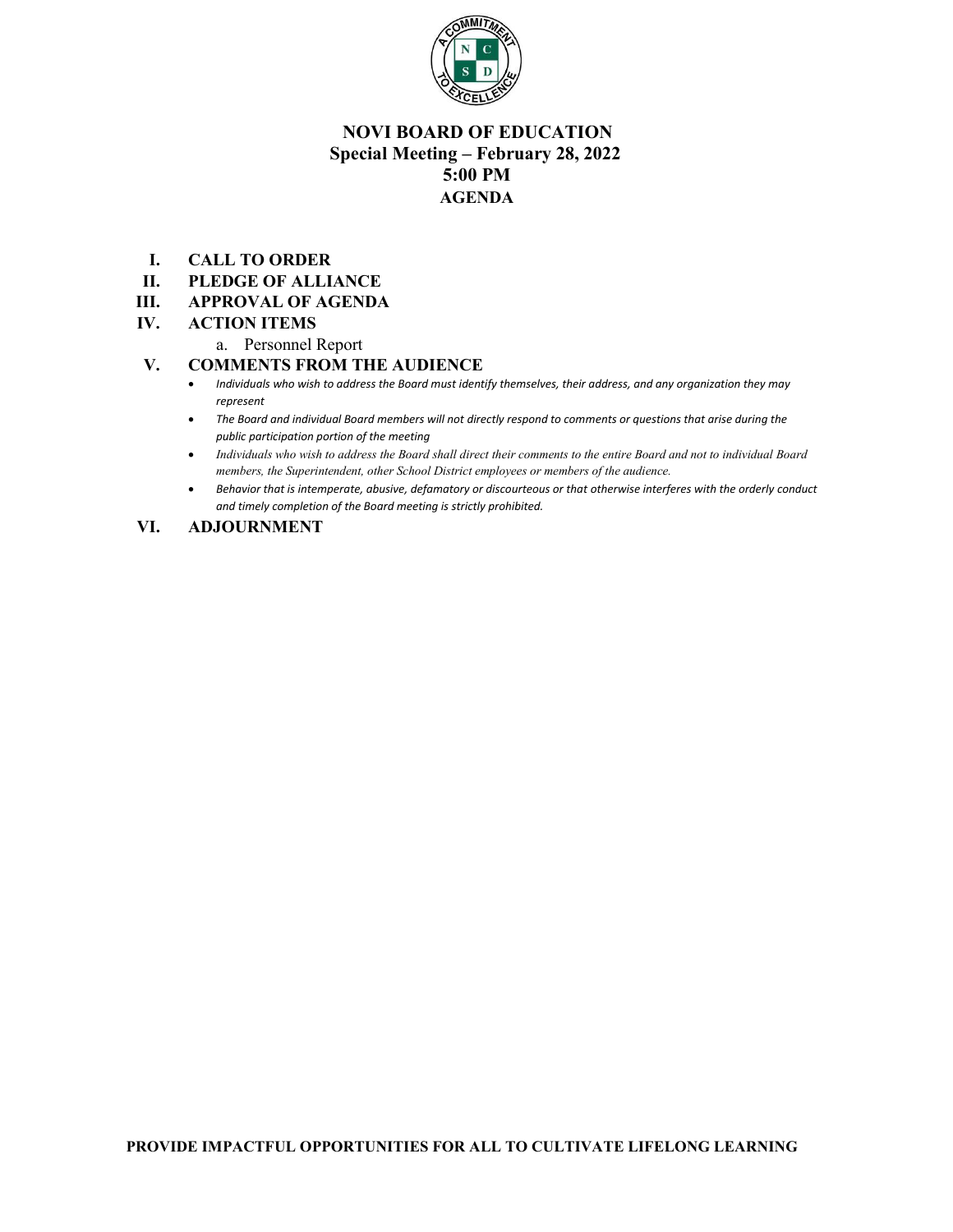# NOVI BOARD OF EDUCATION
## Special Meeting – February 28, 2022
## 5:00 PM
## AGENDA

I. **CALL TO ORDER**

II. **PLEDGE OF ALLIANCE**

III. **APPROVAL OF AGENDA**

IV. **ACTION ITEMS**

   a. Personnel Report

V. **COMMENTS FROM THE AUDIENCE**

- *Individuals who wish to address the Board must identify themselves, their address, and any organization they may represent*
- *The Board and individual Board members will not directly respond to comments or questions that arise during the public participation portion of the meeting*
- *Individuals who wish to address the Board shall direct their comments to the entire Board and not to individual Board members, the Superintendent, other School District employees or members of the audience.*
- *Behavior that is intemperate, abusive, defamatory or discourteous or that otherwise interferes with the orderly conduct and timely completion of the Board meeting is strictly prohibited.*

VI. **ADJOURNMENT**

**PROVIDE IMPACTFUL OPPORTUNITIES FOR ALL TO CULTIVATE LIFELONG LEARNING**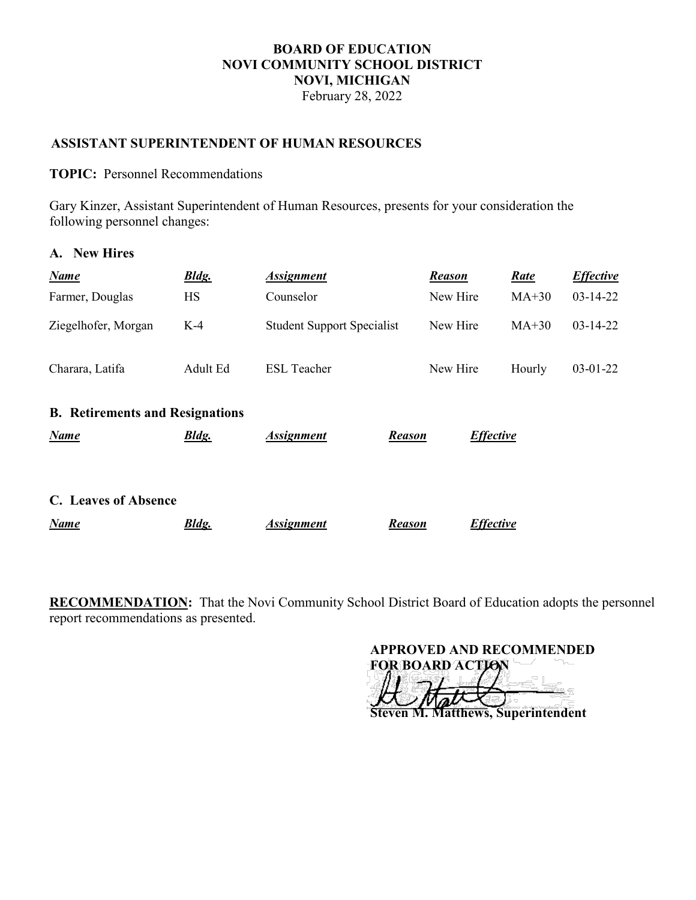**BOARD OF EDUCATION**
**NOVI COMMUNITY SCHOOL DISTRICT**
**NOVI, MICHIGAN**
February 28, 2022

## ASSISTANT SUPERINTENDENT OF HUMAN RESOURCES

**TOPIC:** Personnel Recommendations

Gary Kinzer, Assistant Superintendent of Human Resources, presents for your consideration the following personnel changes:

### A. New Hires

| ***Name*** | ***Bldg.*** | ***Assignment*** | ***Reason*** | ***Rate*** | ***Effective*** |
|---|---|---|---|---|---|
| Farmer, Douglas | HS | Counselor | New Hire | MA+30 | 03-14-22 |
| Ziegelhofer, Morgan | K-4 | Student Support Specialist | New Hire | MA+30 | 03-14-22 |
| Charara, Latifa | Adult Ed | ESL Teacher | New Hire | Hourly | 03-01-22 |

### B. Retirements and Resignations

| ***Name*** | ***Bldg.*** | ***Assignment*** | ***Reason*** | ***Effective*** |
|---|---|---|---|---|

### C. Leaves of Absence

| ***Name*** | ***Bldg.*** | ***Assignment*** | ***Reason*** | ***Effective*** |
|---|---|---|---|---|

**RECOMMENDATION:** That the Novi Community School District Board of Education adopts the personnel report recommendations as presented.

**APPROVED AND RECOMMENDED FOR BOARD ACTION**

**Steven M. Matthews, Superintendent**